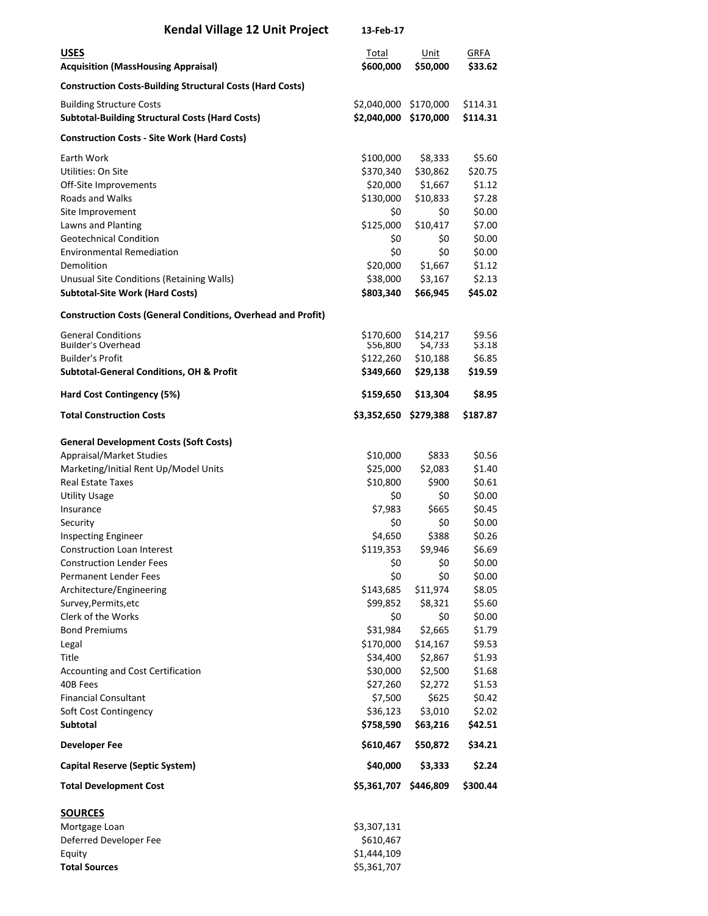# Kendal Village 12 Unit Project

13-Feb-17

| **USES** | Total | Unit | GRFA |
|---|---|---|---|
| **Acquisition (MassHousing Appraisal)** | **$600,000** | **$50,000** | **$33.62** |
| **Construction Costs-Building Structural Costs (Hard Costs)** | | | |
| Building Structure Costs | $2,040,000 | $170,000 | $114.31 |
| **Subtotal-Building Structural Costs (Hard Costs)** | **$2,040,000** | **$170,000** | **$114.31** |
| **Construction Costs - Site Work (Hard Costs)** | | | |
| Earth Work | $100,000 | $8,333 | $5.60 |
| Utilities: On Site | $370,340 | $30,862 | $20.75 |
| Off-Site Improvements | $20,000 | $1,667 | $1.12 |
| Roads and Walks | $130,000 | $10,833 | $7.28 |
| Site Improvement | $0 | $0 | $0.00 |
| Lawns and Planting | $125,000 | $10,417 | $7.00 |
| Geotechnical Condition | $0 | $0 | $0.00 |
| Environmental Remediation | $0 | $0 | $0.00 |
| Demolition | $20,000 | $1,667 | $1.12 |
| Unusual Site Conditions (Retaining Walls) | $38,000 | $3,167 | $2.13 |
| **Subtotal-Site Work (Hard Costs)** | **$803,340** | **$66,945** | **$45.02** |
| **Construction Costs (General Conditions, Overhead and Profit)** | | | |
| General Conditions | $170,600 | $14,217 | $9.56 |
| Builder's Overhead | $56,800 | $4,733 | $3.18 |
| Builder's Profit | $122,260 | $10,188 | $6.85 |
| **Subtotal-General Conditions, OH & Profit** | **$349,660** | **$29,138** | **$19.59** |
| **Hard Cost Contingency (5%)** | **$159,650** | **$13,304** | **$8.95** |
| **Total Construction Costs** | **$3,352,650** | **$279,388** | **$187.87** |
| **General Development Costs (Soft Costs)** | | | |
| Appraisal/Market Studies | $10,000 | $833 | $0.56 |
| Marketing/Initial Rent Up/Model Units | $25,000 | $2,083 | $1.40 |
| Real Estate Taxes | $10,800 | $900 | $0.61 |
| Utility Usage | $0 | $0 | $0.00 |
| Insurance | $7,983 | $665 | $0.45 |
| Security | $0 | $0 | $0.00 |
| Inspecting Engineer | $4,650 | $388 | $0.26 |
| Construction Loan Interest | $119,353 | $9,946 | $6.69 |
| Construction Lender Fees | $0 | $0 | $0.00 |
| Permanent Lender Fees | $0 | $0 | $0.00 |
| Architecture/Engineering | $143,685 | $11,974 | $8.05 |
| Survey,Permits,etc | $99,852 | $8,321 | $5.60 |
| Clerk of the Works | $0 | $0 | $0.00 |
| Bond Premiums | $31,984 | $2,665 | $1.79 |
| Legal | $170,000 | $14,167 | $9.53 |
| Title | $34,400 | $2,867 | $1.93 |
| Accounting and Cost Certification | $30,000 | $2,500 | $1.68 |
| 40B Fees | $27,260 | $2,272 | $1.53 |
| Financial Consultant | $7,500 | $625 | $0.42 |
| Soft Cost Contingency | $36,123 | $3,010 | $2.02 |
| **Subtotal** | **$758,590** | **$63,216** | **$42.51** |
| **Developer Fee** | **$610,467** | **$50,872** | **$34.21** |
| **Capital Reserve (Septic System)** | **$40,000** | **$3,333** | **$2.24** |
| **Total Development Cost** | **$5,361,707** | **$446,809** | **$300.44** |

| **SOURCES** | |
|---|---|
| Mortgage Loan | $3,307,131 |
| Deferred Developer Fee | $610,467 |
| Equity | $1,444,109 |
| **Total Sources** | $5,361,707 |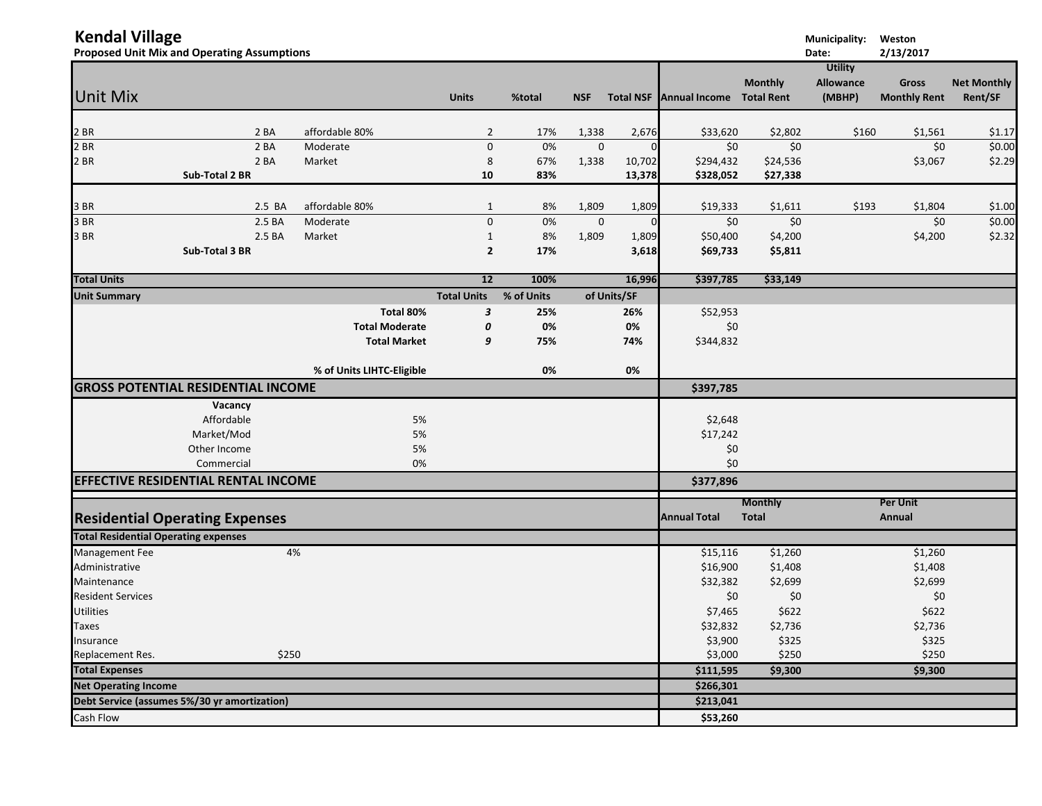# Kendal Village

**Proposed Unit Mix and Operating Assumptions**

**Municipality:** Weston
**Date:** 2/13/2017

| Unit Mix | | | Units | %total | NSF | Total NSF | Annual Income | Monthly Total Rent | Utility Allowance (MBHP) | Gross Monthly Rent | Net Monthly Rent/SF |
|---|---|---|---|---|---|---|---|---|---|---|---|
| 2 BR | 2 BA | affordable 80% | 2 | 17% | 1,338 | 2,676 | $33,620 | $2,802 | $160 | $1,561 | $1.17 |
| 2 BR | 2 BA | Moderate | 0 | 0% | 0 | 0 | $0 | $0 | | $0 | $0.00 |
| 2 BR | 2 BA | Market | 8 | 67% | 1,338 | 10,702 | $294,432 | $24,536 | | $3,067 | $2.29 |
| **Sub-Total 2 BR** | | | **10** | **83%** | | **13,378** | **$328,052** | **$27,338** | | | |
| 3 BR | 2.5 BA | affordable 80% | 1 | 8% | 1,809 | 1,809 | $19,333 | $1,611 | $193 | $1,804 | $1.00 |
| 3 BR | 2.5 BA | Moderate | 0 | 0% | 0 | 0 | $0 | $0 | | $0 | $0.00 |
| 3 BR | 2.5 BA | Market | 1 | 8% | 1,809 | 1,809 | $50,400 | $4,200 | | $4,200 | $2.32 |
| **Sub-Total 3 BR** | | | **2** | **17%** | | **3,618** | **$69,733** | **$5,811** | | | |
| **Total Units** | | | **12** | **100%** | | **16,996** | **$397,785** | **$33,149** | | | |
| **Unit Summary** | | | **Total Units** | **% of Units** | | **of Units/SF** | | | | | |
| | | **Total 80%** | ***3*** | **25%** | | **26%** | $52,953 | | | | |
| | | **Total Moderate** | ***0*** | **0%** | | **0%** | $0 | | | | |
| | | **Total Market** | ***9*** | **75%** | | **74%** | $344,832 | | | | |
| | | **% of Units LIHTC-Eligible** | | **0%** | | **0%** | | | | | |
| **GROSS POTENTIAL RESIDENTIAL INCOME** | | | | | | | **$397,785** | | | | |
| **Vacancy** | | | | | | | | | | | |
| Affordable | | 5% | | | | | $2,648 | | | | |
| Market/Mod | | 5% | | | | | $17,242 | | | | |
| Other Income | | 5% | | | | | $0 | | | | |
| Commercial | | 0% | | | | | $0 | | | | |
| **EFFECTIVE RESIDENTIAL RENTAL INCOME** | | | | | | | **$377,896** | | | | |

| Residential Operating Expenses | | Annual Total | Monthly Total | Per Unit Annual |
|---|---|---|---|---|
| **Total Residential Operating expenses** | | | | |
| Management Fee | 4% | $15,116 | $1,260 | $1,260 |
| Administrative | | $16,900 | $1,408 | $1,408 |
| Maintenance | | $32,382 | $2,699 | $2,699 |
| Resident Services | | $0 | $0 | $0 |
| Utilities | | $7,465 | $622 | $622 |
| Taxes | | $32,832 | $2,736 | $2,736 |
| Insurance | | $3,900 | $325 | $325 |
| Replacement Res. | $250 | $3,000 | $250 | $250 |
| **Total Expenses** | | **$111,595** | **$9,300** | **$9,300** |
| **Net Operating Income** | | **$266,301** | | |
| **Debt Service (assumes 5%/30 yr amortization)** | | **$213,041** | | |
| Cash Flow | | **$53,260** | | |